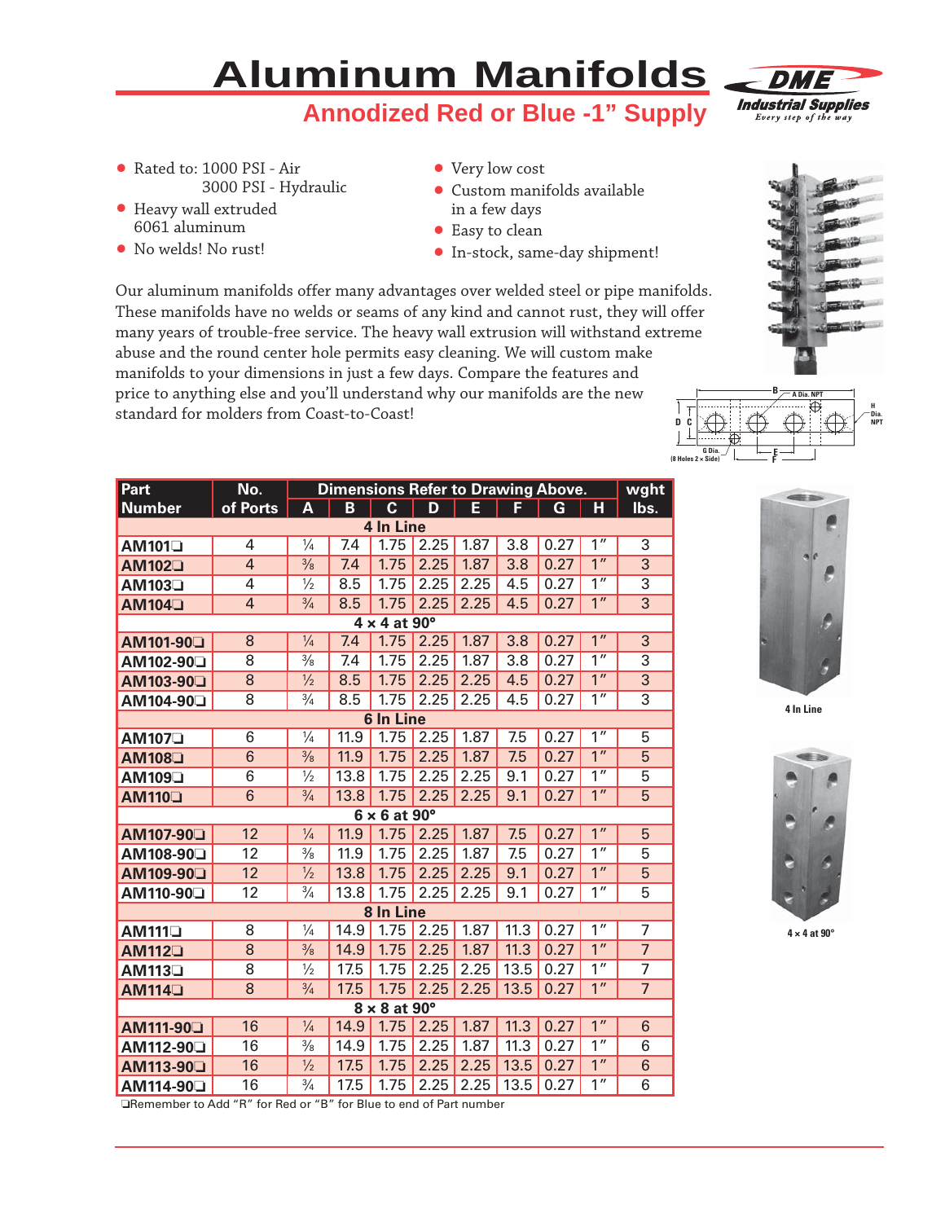# Aluminum Manifolds

## Annodized Red or Blue -1" Supply

DME Industrial Supplies
*Every step of the way*

- Rated to: 1000 PSI - Air
  3000 PSI - Hydraulic
- Heavy wall extruded 6061 aluminum
- No welds! No rust!
- Very low cost
- Custom manifolds available in a few days
- Easy to clean
- In-stock, same-day shipment!

Our aluminum manifolds offer many advantages over welded steel or pipe manifolds. These manifolds have no welds or seams of any kind and cannot rust, they will offer many years of trouble-free service. The heavy wall extrusion will withstand extreme abuse and the round center hole permits easy cleaning. We will custom make manifolds to your dimensions in just a few days. Compare the features and price to anything else and you'll understand why our manifolds are the new standard for molders from Coast-to-Coast!

B
A Dia. NPT
H Dia. NPT
D
C
G Dia. (8 Holes 2 × Side)
E
F

| Part Number | No. of Ports | Dimensions Refer to Drawing Above. | | | | | | | | wght lbs. |
|---|---|---|---|---|---|---|---|---|---|---|
| | | A | B | C | D | E | F | G | H | |
| **4 In Line** | | | | | | | | | | |
| AM101❑ | 4 | ¼ | 7.4 | 1.75 | 2.25 | 1.87 | 3.8 | 0.27 | 1" | 3 |
| AM102❑ | 4 | ⅜ | 7.4 | 1.75 | 2.25 | 1.87 | 3.8 | 0.27 | 1" | 3 |
| AM103❑ | 4 | ½ | 8.5 | 1.75 | 2.25 | 2.25 | 4.5 | 0.27 | 1" | 3 |
| AM104❑ | 4 | ¾ | 8.5 | 1.75 | 2.25 | 2.25 | 4.5 | 0.27 | 1" | 3 |
| **4 × 4 at 90°** | | | | | | | | | | |
| AM101-90❑ | 8 | ¼ | 7.4 | 1.75 | 2.25 | 1.87 | 3.8 | 0.27 | 1" | 3 |
| AM102-90❑ | 8 | ⅜ | 7.4 | 1.75 | 2.25 | 1.87 | 3.8 | 0.27 | 1" | 3 |
| AM103-90❑ | 8 | ½ | 8.5 | 1.75 | 2.25 | 2.25 | 4.5 | 0.27 | 1" | 3 |
| AM104-90❑ | 8 | ¾ | 8.5 | 1.75 | 2.25 | 2.25 | 4.5 | 0.27 | 1" | 3 |
| **6 In Line** | | | | | | | | | | |
| AM107❑ | 6 | ¼ | 11.9 | 1.75 | 2.25 | 1.87 | 7.5 | 0.27 | 1" | 5 |
| AM108❑ | 6 | ⅜ | 11.9 | 1.75 | 2.25 | 1.87 | 7.5 | 0.27 | 1" | 5 |
| AM109❑ | 6 | ½ | 13.8 | 1.75 | 2.25 | 2.25 | 9.1 | 0.27 | 1" | 5 |
| AM110❑ | 6 | ¾ | 13.8 | 1.75 | 2.25 | 2.25 | 9.1 | 0.27 | 1" | 5 |
| **6 × 6 at 90°** | | | | | | | | | | |
| AM107-90❑ | 12 | ¼ | 11.9 | 1.75 | 2.25 | 1.87 | 7.5 | 0.27 | 1" | 5 |
| AM108-90❑ | 12 | ⅜ | 11.9 | 1.75 | 2.25 | 1.87 | 7.5 | 0.27 | 1" | 5 |
| AM109-90❑ | 12 | ½ | 13.8 | 1.75 | 2.25 | 2.25 | 9.1 | 0.27 | 1" | 5 |
| AM110-90❑ | 12 | ¾ | 13.8 | 1.75 | 2.25 | 2.25 | 9.1 | 0.27 | 1" | 5 |
| **8 In Line** | | | | | | | | | | |
| AM111❑ | 8 | ¼ | 14.9 | 1.75 | 2.25 | 1.87 | 11.3 | 0.27 | 1" | 7 |
| AM112❑ | 8 | ⅜ | 14.9 | 1.75 | 2.25 | 1.87 | 11.3 | 0.27 | 1" | 7 |
| AM113❑ | 8 | ½ | 17.5 | 1.75 | 2.25 | 2.25 | 13.5 | 0.27 | 1" | 7 |
| AM114❑ | 8 | ¾ | 17.5 | 1.75 | 2.25 | 2.25 | 13.5 | 0.27 | 1" | 7 |
| **8 × 8 at 90°** | | | | | | | | | | |
| AM111-90❑ | 16 | ¼ | 14.9 | 1.75 | 2.25 | 1.87 | 11.3 | 0.27 | 1" | 6 |
| AM112-90❑ | 16 | ⅜ | 14.9 | 1.75 | 2.25 | 1.87 | 11.3 | 0.27 | 1" | 6 |
| AM113-90❑ | 16 | ½ | 17.5 | 1.75 | 2.25 | 2.25 | 13.5 | 0.27 | 1" | 6 |
| AM114-90❑ | 16 | ¾ | 17.5 | 1.75 | 2.25 | 2.25 | 13.5 | 0.27 | 1" | 6 |

❑Remember to Add "R" for Red or "B" for Blue to end of Part number

4 In Line

4 × 4 at 90°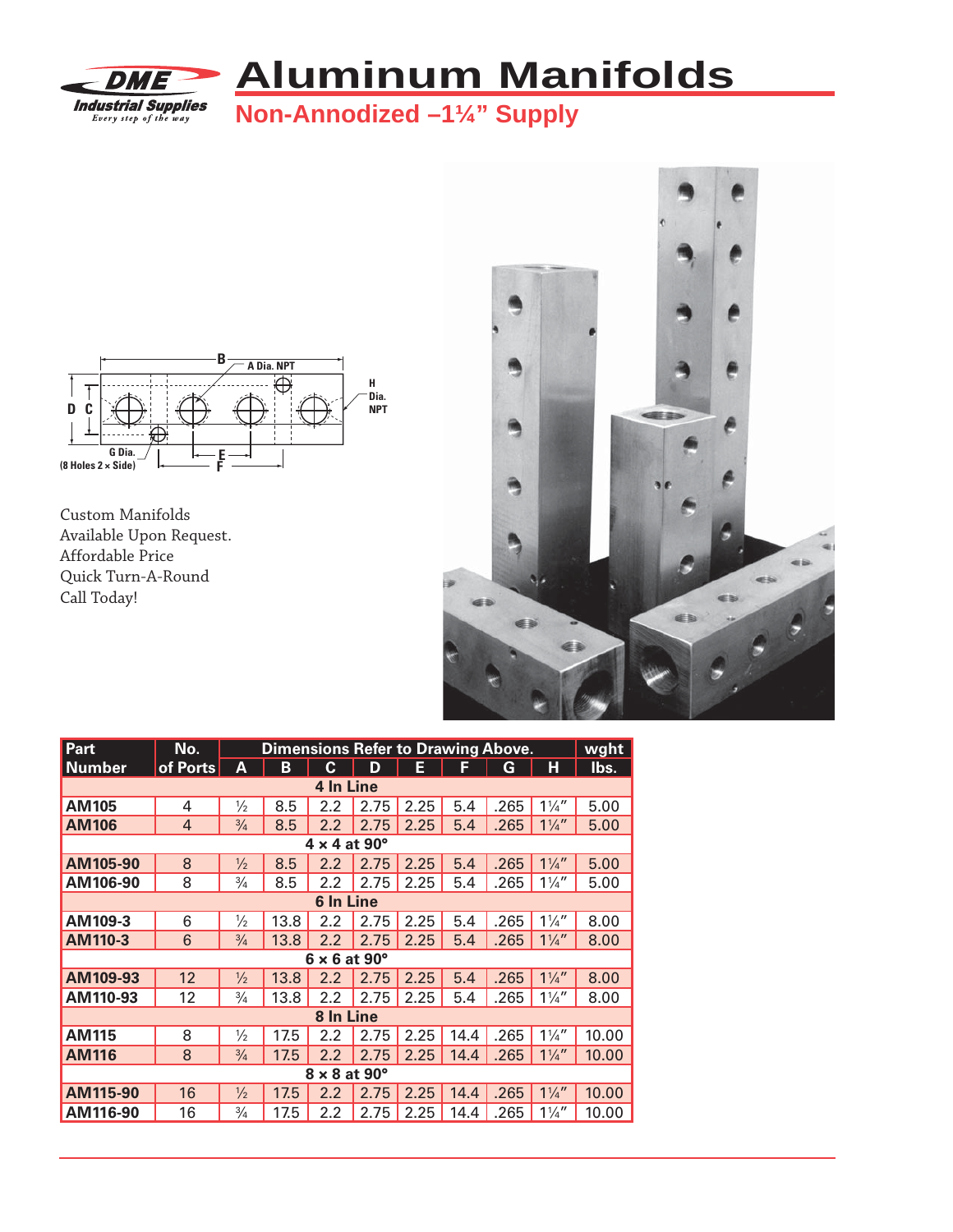# Aluminum Manifolds

## Non-Annodized –1¼" Supply

B
A Dia. NPT
H Dia. NPT
D C
G Dia. (8 Holes 2 × Side)
E
F

Custom Manifolds
Available Upon Request.
Affordable Price
Quick Turn-A-Round
Call Today!

| Part Number | No. of Ports | Dimensions Refer to Drawing Above. | | | | | | | | wght lbs. |
|---|---|---|---|---|---|---|---|---|---|---|
| | | A | B | C | D | E | F | G | H | |
| **4 In Line** | | | | | | | | | | |
| **AM105** | 4 | ½ | 8.5 | 2.2 | 2.75 | 2.25 | 5.4 | .265 | 1¼" | 5.00 |
| **AM106** | 4 | ¾ | 8.5 | 2.2 | 2.75 | 2.25 | 5.4 | .265 | 1¼" | 5.00 |
| **4 × 4 at 90°** | | | | | | | | | | |
| **AM105-90** | 8 | ½ | 8.5 | 2.2 | 2.75 | 2.25 | 5.4 | .265 | 1¼" | 5.00 |
| **AM106-90** | 8 | ¾ | 8.5 | 2.2 | 2.75 | 2.25 | 5.4 | .265 | 1¼" | 5.00 |
| **6 In Line** | | | | | | | | | | |
| **AM109-3** | 6 | ½ | 13.8 | 2.2 | 2.75 | 2.25 | 5.4 | .265 | 1¼" | 8.00 |
| **AM110-3** | 6 | ¾ | 13.8 | 2.2 | 2.75 | 2.25 | 5.4 | .265 | 1¼" | 8.00 |
| **6 × 6 at 90°** | | | | | | | | | | |
| **AM109-93** | 12 | ½ | 13.8 | 2.2 | 2.75 | 2.25 | 5.4 | .265 | 1¼" | 8.00 |
| **AM110-93** | 12 | ¾ | 13.8 | 2.2 | 2.75 | 2.25 | 5.4 | .265 | 1¼" | 8.00 |
| **8 In Line** | | | | | | | | | | |
| **AM115** | 8 | ½ | 17.5 | 2.2 | 2.75 | 2.25 | 14.4 | .265 | 1¼" | 10.00 |
| **AM116** | 8 | ¾ | 17.5 | 2.2 | 2.75 | 2.25 | 14.4 | .265 | 1¼" | 10.00 |
| **8 × 8 at 90°** | | | | | | | | | | |
| **AM115-90** | 16 | ½ | 17.5 | 2.2 | 2.75 | 2.25 | 14.4 | .265 | 1¼" | 10.00 |
| **AM116-90** | 16 | ¾ | 17.5 | 2.2 | 2.75 | 2.25 | 14.4 | .265 | 1¼" | 10.00 |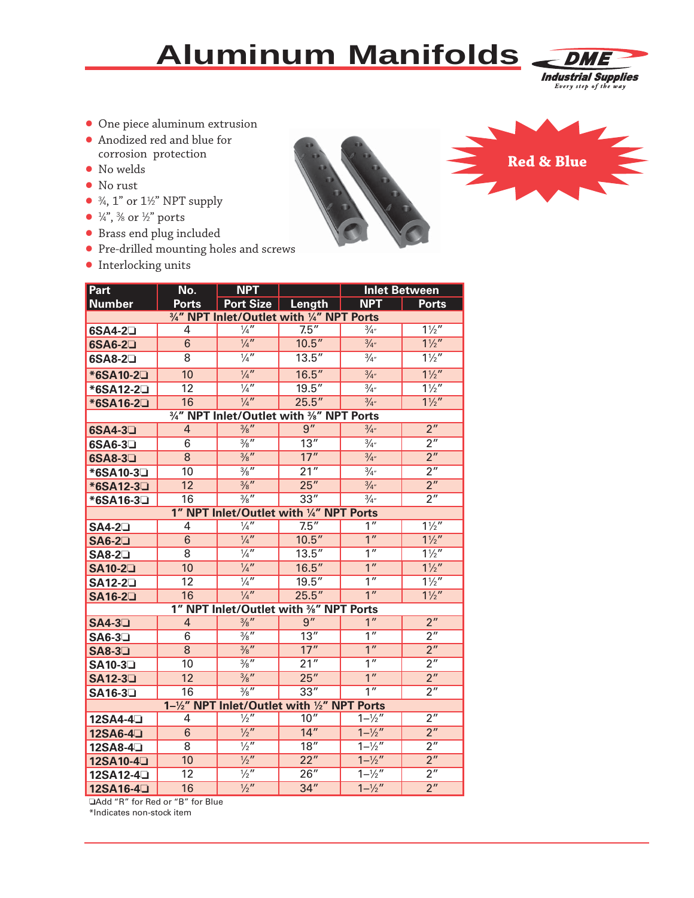# Aluminum Manifolds

DME Industrial Supplies
*Every step of the way*

Red & Blue

- One piece aluminum extrusion
- Anodized red and blue for corrosion protection
- No welds
- No rust
- ¾, 1" or 1½" NPT supply
- ¼", ⅜ or ½" ports
- Brass end plug included
- Pre-drilled mounting holes and screws
- Interlocking units

| Part Number | No. Ports | NPT Port Size | Length | Inlet Between NPT | Inlet Between Ports |
|---|---|---|---|---|---|
| **¾" NPT Inlet/Outlet with ¼" NPT Ports** | | | | | |
| 6SA4-2❑ | 4 | ¼" | 7.5" | ¾" | 1½" |
| 6SA6-2❑ | 6 | ¼" | 10.5" | ¾" | 1½" |
| 6SA8-2❑ | 8 | ¼" | 13.5" | ¾" | 1½" |
| *6SA10-2❑ | 10 | ¼" | 16.5" | ¾" | 1½" |
| *6SA12-2❑ | 12 | ¼" | 19.5" | ¾" | 1½" |
| *6SA16-2❑ | 16 | ¼" | 25.5" | ¾" | 1½" |
| **¾" NPT Inlet/Outlet with ⅜" NPT Ports** | | | | | |
| 6SA4-3❑ | 4 | ⅜" | 9" | ¾" | 2" |
| 6SA6-3❑ | 6 | ⅜" | 13" | ¾" | 2" |
| 6SA8-3❑ | 8 | ⅜" | 17" | ¾" | 2" |
| *6SA10-3❑ | 10 | ⅜" | 21" | ¾" | 2" |
| *6SA12-3❑ | 12 | ⅜" | 25" | ¾" | 2" |
| *6SA16-3❑ | 16 | ⅜" | 33" | ¾" | 2" |
| **1" NPT Inlet/Outlet with ¼" NPT Ports** | | | | | |
| SA4-2❑ | 4 | ¼" | 7.5" | 1" | 1½" |
| SA6-2❑ | 6 | ¼" | 10.5" | 1" | 1½" |
| SA8-2❑ | 8 | ¼" | 13.5" | 1" | 1½" |
| SA10-2❑ | 10 | ¼" | 16.5" | 1" | 1½" |
| SA12-2❑ | 12 | ¼" | 19.5" | 1" | 1½" |
| SA16-2❑ | 16 | ¼" | 25.5" | 1" | 1½" |
| **1" NPT Inlet/Outlet with ⅜" NPT Ports** | | | | | |
| SA4-3❑ | 4 | ⅜" | 9" | 1" | 2" |
| SA6-3❑ | 6 | ⅜" | 13" | 1" | 2" |
| SA8-3❑ | 8 | ⅜" | 17" | 1" | 2" |
| SA10-3❑ | 10 | ⅜" | 21" | 1" | 2" |
| SA12-3❑ | 12 | ⅜" | 25" | 1" | 2" |
| SA16-3❑ | 16 | ⅜" | 33" | 1" | 2" |
| **1-½" NPT Inlet/Outlet with ½" NPT Ports** | | | | | |
| 12SA4-4❑ | 4 | ½" | 10" | 1-½" | 2" |
| 12SA6-4❑ | 6 | ½" | 14" | 1-½" | 2" |
| 12SA8-4❑ | 8 | ½" | 18" | 1-½" | 2" |
| 12SA10-4❑ | 10 | ½" | 22" | 1-½" | 2" |
| 12SA12-4❑ | 12 | ½" | 26" | 1-½" | 2" |
| 12SA16-4❑ | 16 | ½" | 34" | 1-½" | 2" |

❑Add "R" for Red or "B" for Blue
*Indicates non-stock item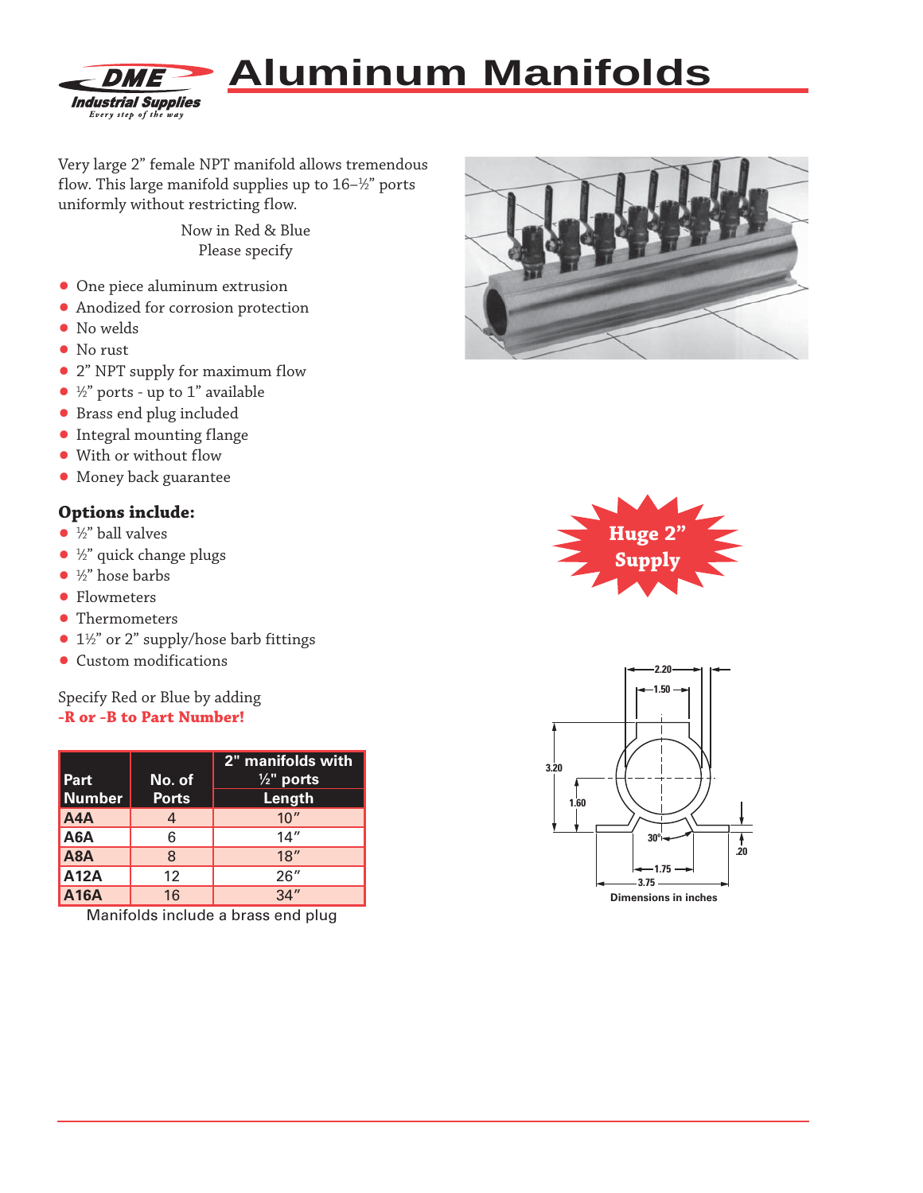# Aluminum Manifolds

Very large 2" female NPT manifold allows tremendous flow. This large manifold supplies up to 16–½" ports uniformly without restricting flow.

Now in Red & Blue
Please specify

- One piece aluminum extrusion
- Anodized for corrosion protection
- No welds
- No rust
- 2" NPT supply for maximum flow
- ½" ports - up to 1" available
- Brass end plug included
- Integral mounting flange
- With or without flow
- Money back guarantee

**Options include:**

- ½" ball valves
- ½" quick change plugs
- ½" hose barbs
- Flowmeters
- Thermometers
- 1½" or 2" supply/hose barb fittings
- Custom modifications

Specify Red or Blue by adding
**-R or -B to Part Number!**

| Part Number | No. of Ports | 2" manifolds with ½" ports Length |
|---|---|---|
| A4A | 4 | 10" |
| A6A | 6 | 14" |
| A8A | 8 | 18" |
| A12A | 12 | 26" |
| A16A | 16 | 34" |

Manifolds include a brass end plug

**Huge 2" Supply**

2.20
1.50
3.20
1.60
30°
.20
1.75
3.75
Dimensions in inches